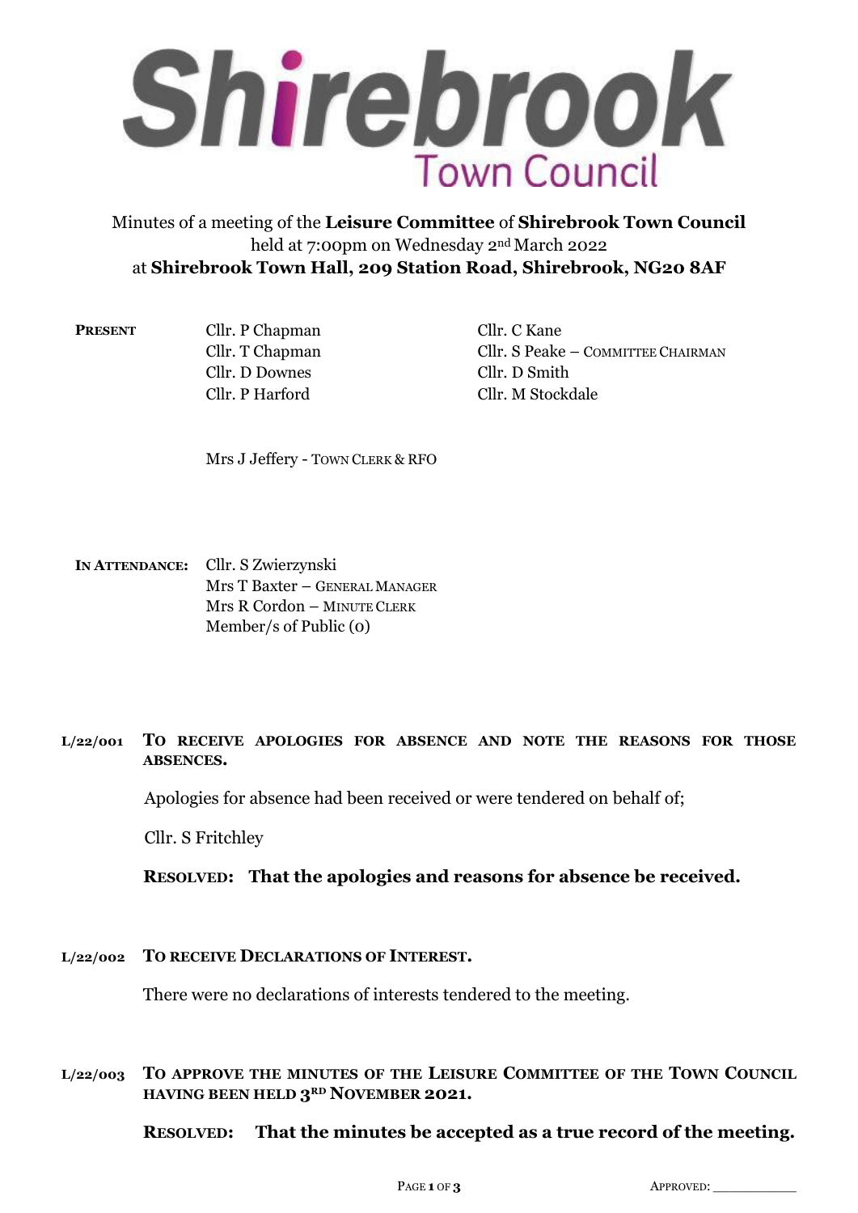# Shirebrook Town Council

Minutes of a meeting of the **Leisure Committee** of **Shirebrook Town Council**
held at 7:00pm on Wednesday 2nd March 2022
at **Shirebrook Town Hall, 209 Station Road, Shirebrook, NG20 8AF**

**PRESENT**

Cllr. P Chapman
Cllr. T Chapman
Cllr. D Downes
Cllr. P Harford
Cllr. C Kane
Cllr. S Peake – COMMITTEE CHAIRMAN
Cllr. D Smith
Cllr. M Stockdale

Mrs J Jeffery - TOWN CLERK & RFO

**IN ATTENDANCE:**

Cllr. S Zwierzynski
Mrs T Baxter – GENERAL MANAGER
Mrs R Cordon – MINUTE CLERK
Member/s of Public (0)

**L/22/001 TO RECEIVE APOLOGIES FOR ABSENCE AND NOTE THE REASONS FOR THOSE ABSENCES.**

Apologies for absence had been received or were tendered on behalf of;

Cllr. S Fritchley

**RESOLVED: That the apologies and reasons for absence be received.**

**L/22/002 TO RECEIVE DECLARATIONS OF INTEREST.**

There were no declarations of interests tendered to the meeting.

**L/22/003 TO APPROVE THE MINUTES OF THE LEISURE COMMITTEE OF THE TOWN COUNCIL HAVING BEEN HELD 3RD NOVEMBER 2021.**

**RESOLVED: That the minutes be accepted as a true record of the meeting.**

APPROVED: ___________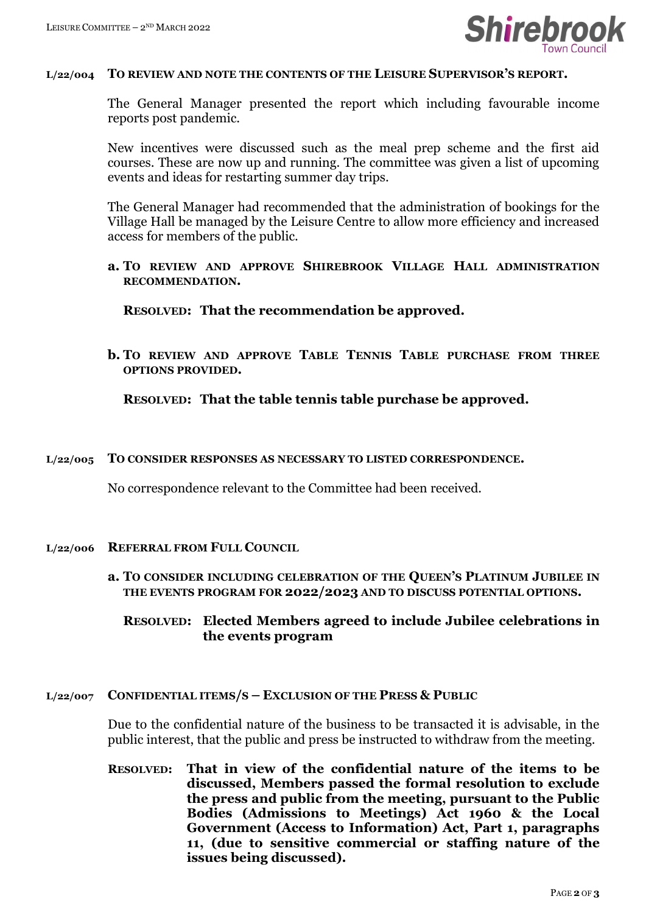### L/22/004 TO REVIEW AND NOTE THE CONTENTS OF THE LEISURE SUPERVISOR'S REPORT.

The General Manager presented the report which including favourable income reports post pandemic.

New incentives were discussed such as the meal prep scheme and the first aid courses. These are now up and running. The committee was given a list of upcoming events and ideas for restarting summer day trips.

The General Manager had recommended that the administration of bookings for the Village Hall be managed by the Leisure Centre to allow more efficiency and increased access for members of the public.

**a. TO REVIEW AND APPROVE SHIREBROOK VILLAGE HALL ADMINISTRATION RECOMMENDATION.**

**RESOLVED: That the recommendation be approved.**

**b. TO REVIEW AND APPROVE TABLE TENNIS TABLE PURCHASE FROM THREE OPTIONS PROVIDED.**

**RESOLVED: That the table tennis table purchase be approved.**

### L/22/005 TO CONSIDER RESPONSES AS NECESSARY TO LISTED CORRESPONDENCE.

No correspondence relevant to the Committee had been received.

### L/22/006 REFERRAL FROM FULL COUNCIL

**a. TO CONSIDER INCLUDING CELEBRATION OF THE QUEEN'S PLATINUM JUBILEE IN THE EVENTS PROGRAM FOR 2022/2023 AND TO DISCUSS POTENTIAL OPTIONS.**

**RESOLVED: Elected Members agreed to include Jubilee celebrations in the events program**

### L/22/007 CONFIDENTIAL ITEMS/S – EXCLUSION OF THE PRESS & PUBLIC

Due to the confidential nature of the business to be transacted it is advisable, in the public interest, that the public and press be instructed to withdraw from the meeting.

**RESOLVED: That in view of the confidential nature of the items to be discussed, Members passed the formal resolution to exclude the press and public from the meeting, pursuant to the Public Bodies (Admissions to Meetings) Act 1960 & the Local Government (Access to Information) Act, Part 1, paragraphs 11, (due to sensitive commercial or staffing nature of the issues being discussed).**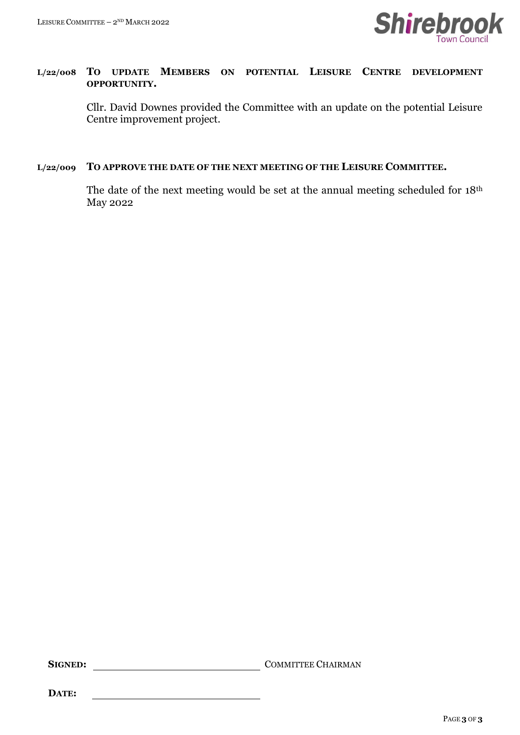**L/22/008 TO UPDATE MEMBERS ON POTENTIAL LEISURE CENTRE DEVELOPMENT OPPORTUNITY.**

Cllr. David Downes provided the Committee with an update on the potential Leisure Centre improvement project.

**L/22/009 TO APPROVE THE DATE OF THE NEXT MEETING OF THE LEISURE COMMITTEE.**

The date of the next meeting would be set at the annual meeting scheduled for 18th May 2022

**SIGNED:** ______________________________ COMMITTEE CHAIRMAN

**DATE:** ______________________________